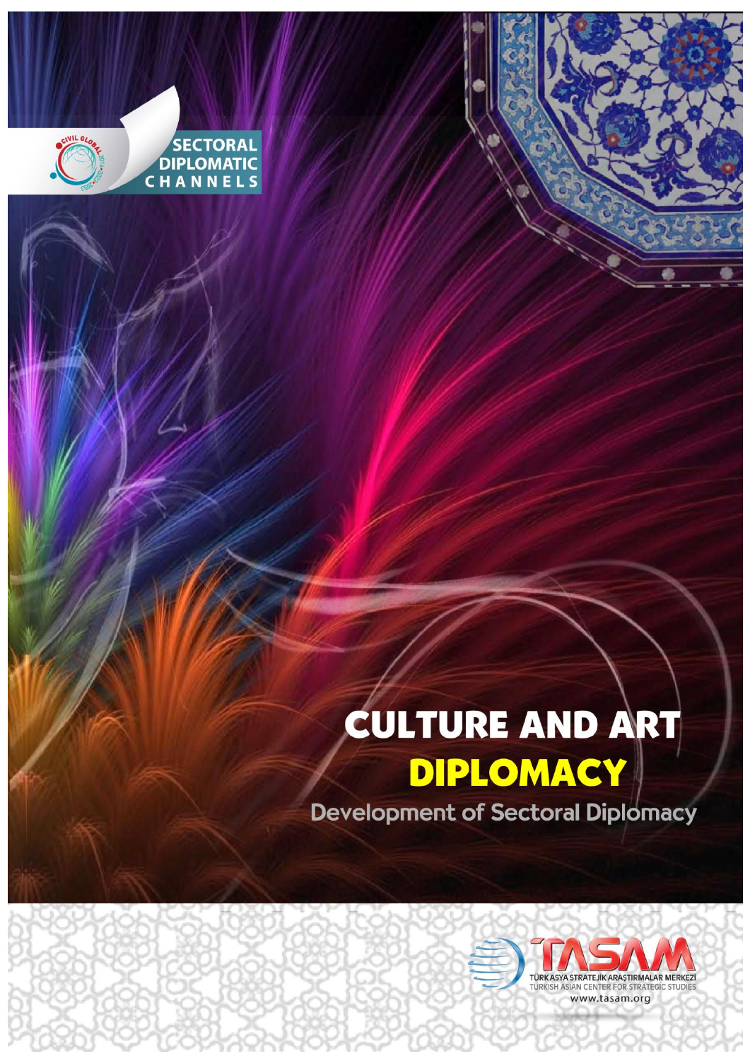SECTORAL DIPLOMATIC CHANNELS

# CULTURE AND ART DIPLOMACY

## Development of Sectoral Diplomacy

TASAM

TÜRK ASYA STRATEJİK ARAŞTIRMALAR MERKEZİ

TURKISH ASIAN CENTER FOR STRATEGIC STUDIES

www.tasam.org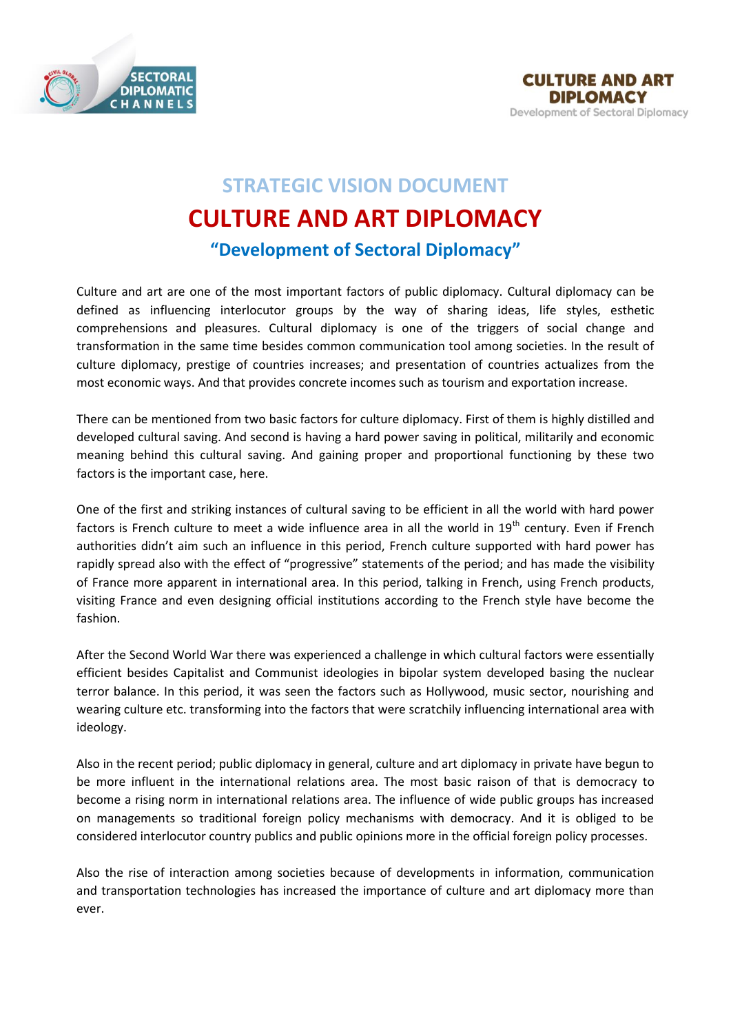# STRATEGIC VISION DOCUMENT

# CULTURE AND ART DIPLOMACY

## "Development of Sectoral Diplomacy"

Culture and art are one of the most important factors of public diplomacy. Cultural diplomacy can be defined as influencing interlocutor groups by the way of sharing ideas, life styles, esthetic comprehensions and pleasures. Cultural diplomacy is one of the triggers of social change and transformation in the same time besides common communication tool among societies. In the result of culture diplomacy, prestige of countries increases; and presentation of countries actualizes from the most economic ways. And that provides concrete incomes such as tourism and exportation increase.

There can be mentioned from two basic factors for culture diplomacy. First of them is highly distilled and developed cultural saving. And second is having a hard power saving in political, militarily and economic meaning behind this cultural saving. And gaining proper and proportional functioning by these two factors is the important case, here.

One of the first and striking instances of cultural saving to be efficient in all the world with hard power factors is French culture to meet a wide influence area in all the world in 19th century. Even if French authorities didn't aim such an influence in this period, French culture supported with hard power has rapidly spread also with the effect of "progressive" statements of the period; and has made the visibility of France more apparent in international area. In this period, talking in French, using French products, visiting France and even designing official institutions according to the French style have become the fashion.

After the Second World War there was experienced a challenge in which cultural factors were essentially efficient besides Capitalist and Communist ideologies in bipolar system developed basing the nuclear terror balance. In this period, it was seen the factors such as Hollywood, music sector, nourishing and wearing culture etc. transforming into the factors that were scratchily influencing international area with ideology.

Also in the recent period; public diplomacy in general, culture and art diplomacy in private have begun to be more influent in the international relations area. The most basic raison of that is democracy to become a rising norm in international relations area. The influence of wide public groups has increased on managements so traditional foreign policy mechanisms with democracy. And it is obliged to be considered interlocutor country publics and public opinions more in the official foreign policy processes.

Also the rise of interaction among societies because of developments in information, communication and transportation technologies has increased the importance of culture and art diplomacy more than ever.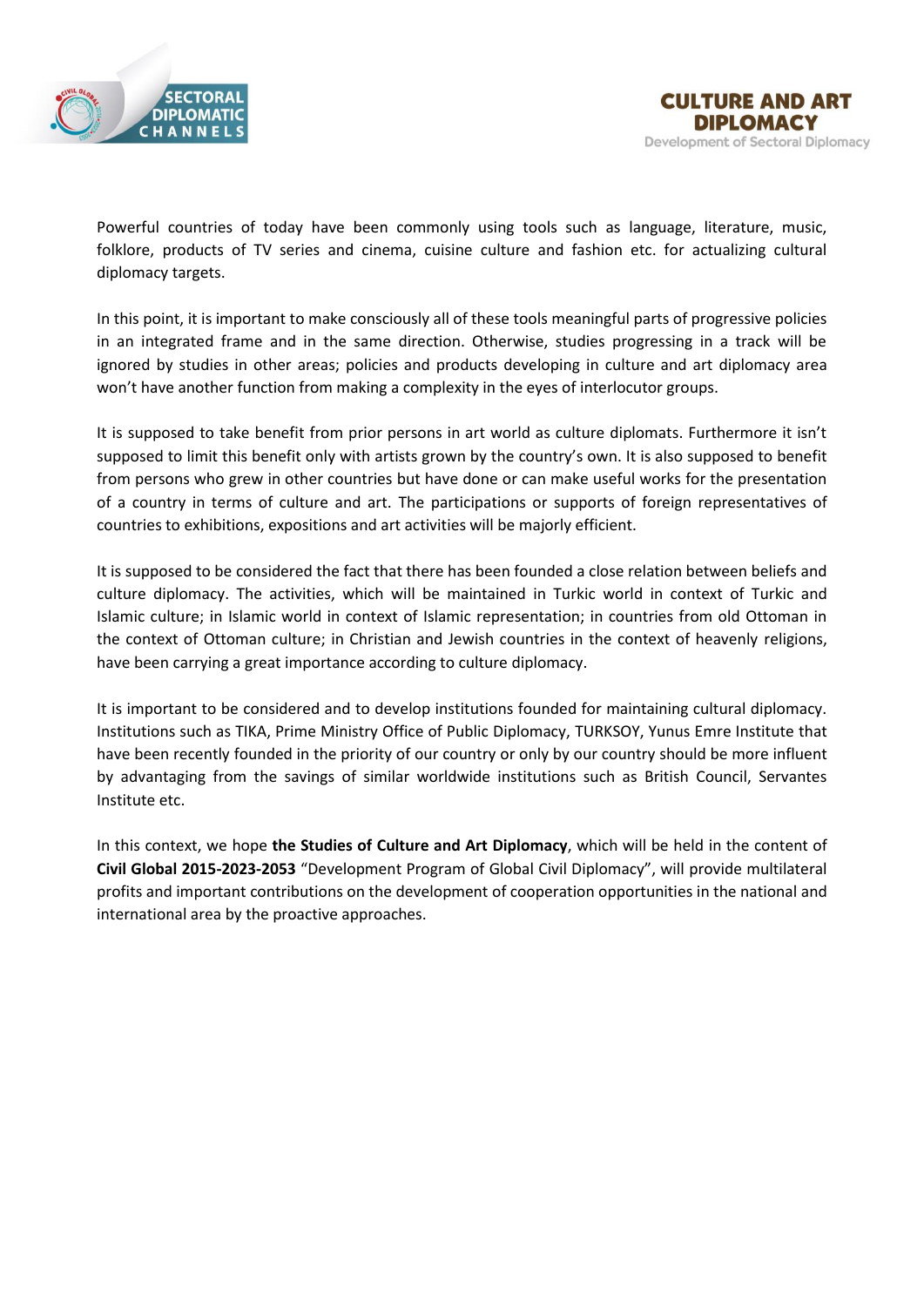Powerful countries of today have been commonly using tools such as language, literature, music, folklore, products of TV series and cinema, cuisine culture and fashion etc. for actualizing cultural diplomacy targets.

In this point, it is important to make consciously all of these tools meaningful parts of progressive policies in an integrated frame and in the same direction. Otherwise, studies progressing in a track will be ignored by studies in other areas; policies and products developing in culture and art diplomacy area won't have another function from making a complexity in the eyes of interlocutor groups.

It is supposed to take benefit from prior persons in art world as culture diplomats. Furthermore it isn't supposed to limit this benefit only with artists grown by the country's own. It is also supposed to benefit from persons who grew in other countries but have done or can make useful works for the presentation of a country in terms of culture and art. The participations or supports of foreign representatives of countries to exhibitions, expositions and art activities will be majorly efficient.

It is supposed to be considered the fact that there has been founded a close relation between beliefs and culture diplomacy. The activities, which will be maintained in Turkic world in context of Turkic and Islamic culture; in Islamic world in context of Islamic representation; in countries from old Ottoman in the context of Ottoman culture; in Christian and Jewish countries in the context of heavenly religions, have been carrying a great importance according to culture diplomacy.

It is important to be considered and to develop institutions founded for maintaining cultural diplomacy. Institutions such as TIKA, Prime Ministry Office of Public Diplomacy, TURKSOY, Yunus Emre Institute that have been recently founded in the priority of our country or only by our country should be more influent by advantaging from the savings of similar worldwide institutions such as British Council, Servantes Institute etc.

In this context, we hope **the Studies of Culture and Art Diplomacy**, which will be held in the content of **Civil Global 2015-2023-2053** "Development Program of Global Civil Diplomacy", will provide multilateral profits and important contributions on the development of cooperation opportunities in the national and international area by the proactive approaches.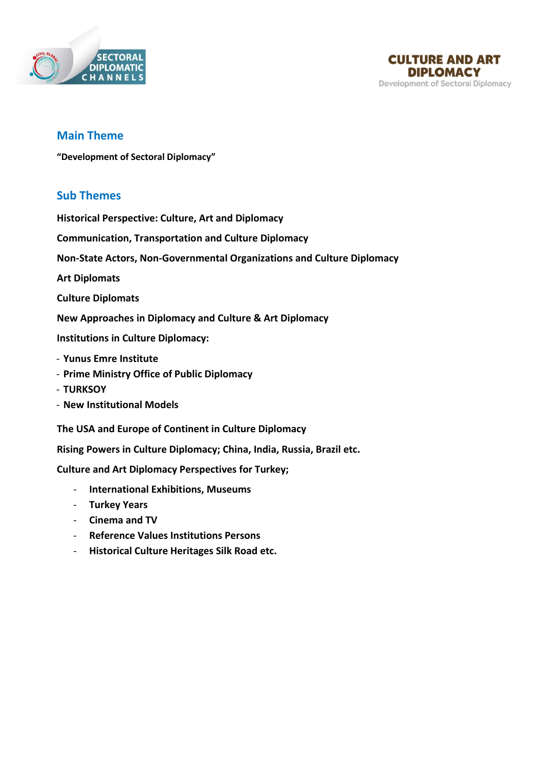## Main Theme

**"Development of Sectoral Diplomacy"**

## Sub Themes

**Historical Perspective: Culture, Art and Diplomacy**

**Communication, Transportation and Culture Diplomacy**

**Non-State Actors, Non-Governmental Organizations and Culture Diplomacy**

**Art Diplomats**

**Culture Diplomats**

**New Approaches in Diplomacy and Culture & Art Diplomacy**

**Institutions in Culture Diplomacy:**

- **Yunus Emre Institute**
- **Prime Ministry Office of Public Diplomacy**
- **TURKSOY**
- **New Institutional Models**

**The USA and Europe of Continent in Culture Diplomacy**

**Rising Powers in Culture Diplomacy; China, India, Russia, Brazil etc.**

**Culture and Art Diplomacy Perspectives for Turkey;**

- **International Exhibitions, Museums**
- **Turkey Years**
- **Cinema and TV**
- **Reference Values Institutions Persons**
- **Historical Culture Heritages Silk Road etc.**